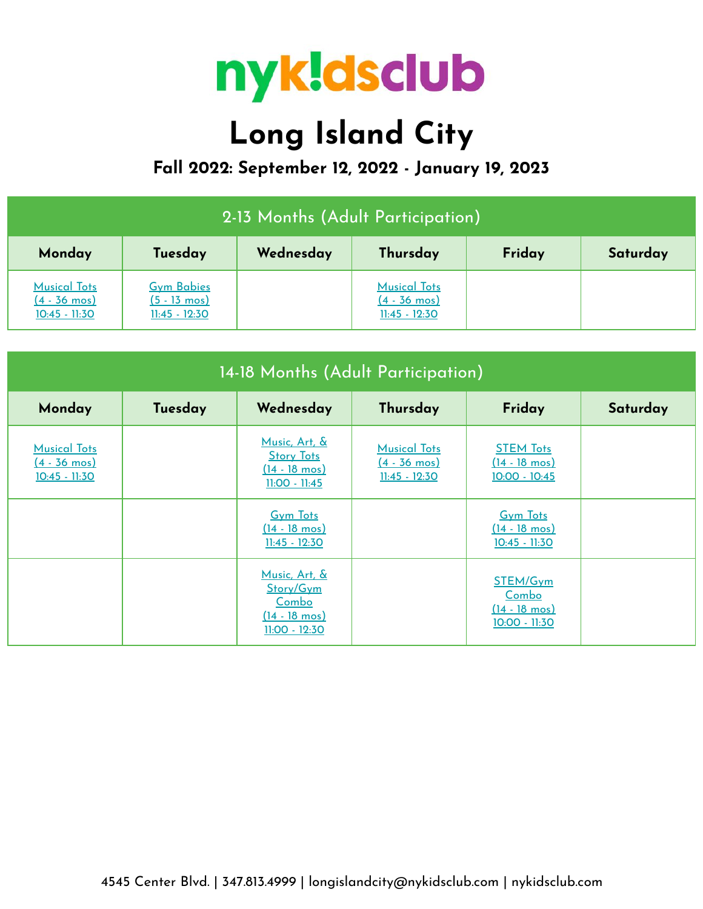# nyk!dsclub

# Long Island City

## Fall 2022: September 12, 2022 - January 19, 2023

| 2-13 Months (Adult Participation) | | | | | |
|---|---|---|---|---|---|
| **Monday** | **Tuesday** | **Wednesday** | **Thursday** | **Friday** | **Saturday** |
| Musical Tots (4 - 36 mos) 10:45 - 11:30 | Gym Babies (5 - 13 mos) 11:45 - 12:30 | | Musical Tots (4 - 36 mos) 11:45 - 12:30 | | |

| 14-18 Months (Adult Participation) | | | | | |
|---|---|---|---|---|---|
| **Monday** | **Tuesday** | **Wednesday** | **Thursday** | **Friday** | **Saturday** |
| Musical Tots (4 - 36 mos) 10:45 - 11:30 | | Music, Art, & Story Tots (14 - 18 mos) 11:00 - 11:45 | Musical Tots (4 - 36 mos) 11:45 - 12:30 | STEM Tots (14 - 18 mos) 10:00 - 10:45 | |
| | | Gym Tots (14 - 18 mos) 11:45 - 12:30 | | Gym Tots (14 - 18 mos) 10:45 - 11:30 | |
| | | Music, Art, & Story/Gym Combo (14 - 18 mos) 11:00 - 12:30 | | STEM/Gym Combo (14 - 18 mos) 10:00 - 11:30 | |

4545 Center Blvd. | 347.813.4999 | longislandcity@nykidsclub.com | nykidsclub.com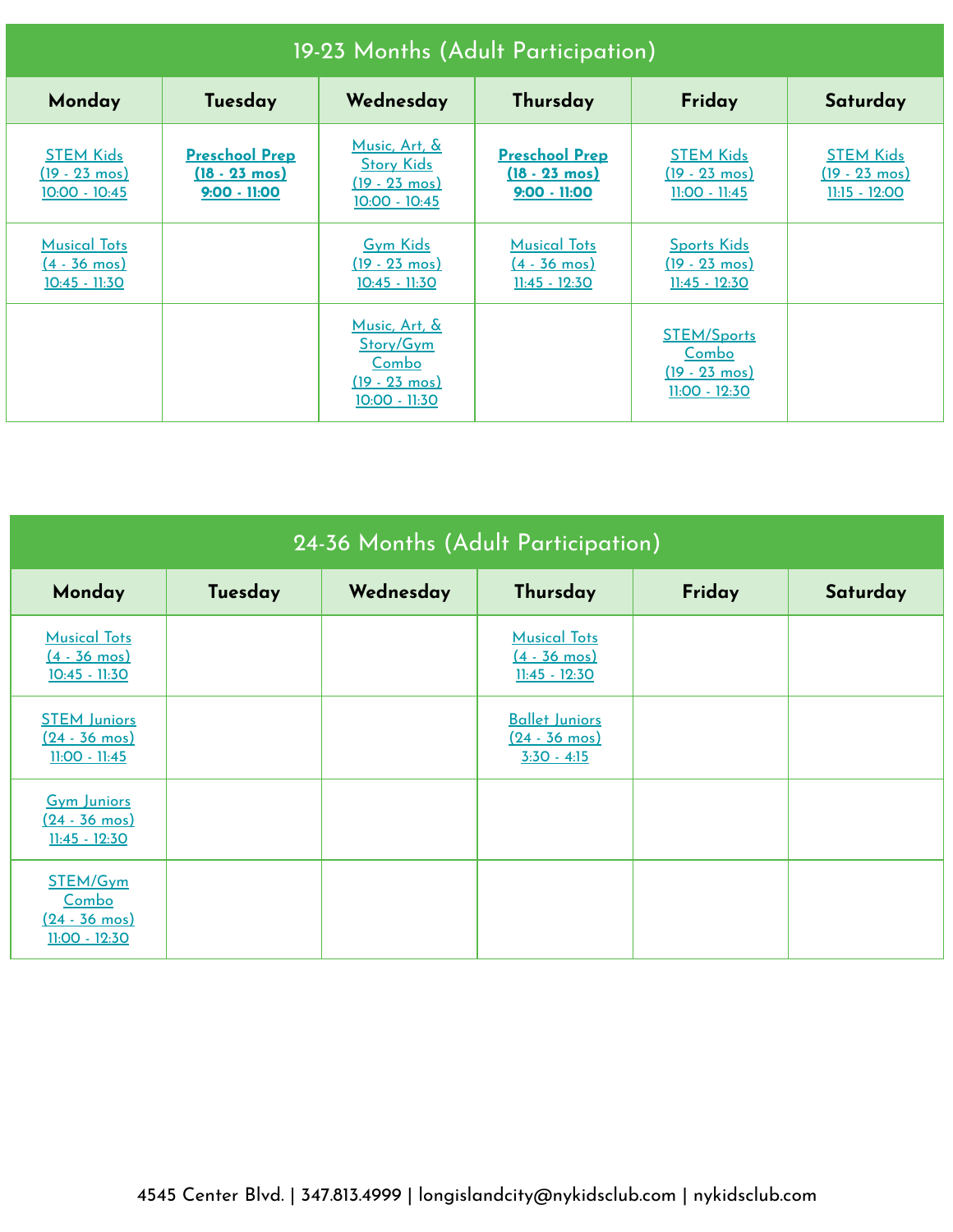## 19-23 Months (Adult Participation)

| Monday | Tuesday | Wednesday | Thursday | Friday | Saturday |
|---|---|---|---|---|---|
| STEM Kids (19 - 23 mos) 10:00 - 10:45 | **Preschool Prep (18 - 23 mos) 9:00 - 11:00** | Music, Art, & Story Kids (19 - 23 mos) 10:00 - 10:45 | **Preschool Prep (18 - 23 mos) 9:00 - 11:00** | STEM Kids (19 - 23 mos) 11:00 - 11:45 | STEM Kids (19 - 23 mos) 11:15 - 12:00 |
| Musical Tots (4 - 36 mos) 10:45 - 11:30 | | Gym Kids (19 - 23 mos) 10:45 - 11:30 | Musical Tots (4 - 36 mos) 11:45 - 12:30 | Sports Kids (19 - 23 mos) 11:45 - 12:30 | |
| | | Music, Art, & Story/Gym Combo (19 - 23 mos) 10:00 - 11:30 | | STEM/Sports Combo (19 - 23 mos) 11:00 - 12:30 | |

## 24-36 Months (Adult Participation)

| Monday | Tuesday | Wednesday | Thursday | Friday | Saturday |
|---|---|---|---|---|---|
| Musical Tots (4 - 36 mos) 10:45 - 11:30 | | | Musical Tots (4 - 36 mos) 11:45 - 12:30 | | |
| STEM Juniors (24 - 36 mos) 11:00 - 11:45 | | | Ballet Juniors (24 - 36 mos) 3:30 - 4:15 | | |
| Gym Juniors (24 - 36 mos) 11:45 - 12:30 | | | | | |
| STEM/Gym Combo (24 - 36 mos) 11:00 - 12:30 | | | | | |

4545 Center Blvd. | 347.813.4999 | longislandcity@nykidsclub.com | nykidsclub.com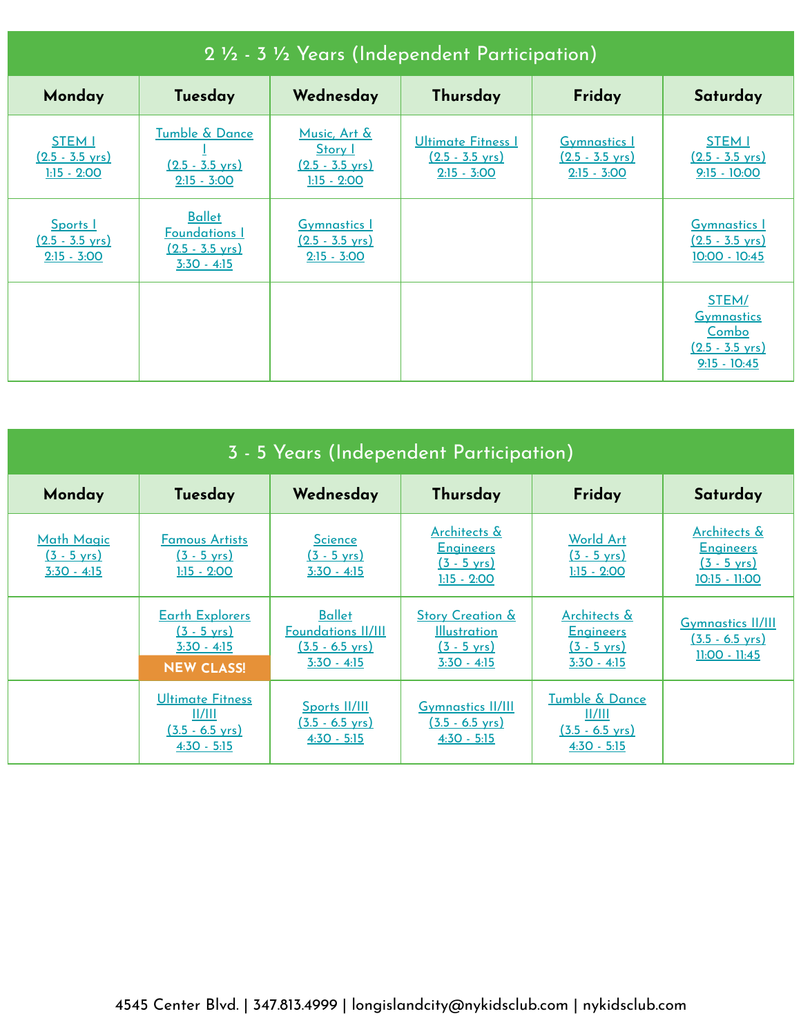## 2 ½ - 3 ½ Years (Independent Participation)

| Monday | Tuesday | Wednesday | Thursday | Friday | Saturday |
|---|---|---|---|---|---|
| STEM I (2.5 - 3.5 yrs) 1:15 - 2:00 | Tumble & Dance I (2.5 - 3.5 yrs) 2:15 - 3:00 | Music, Art & Story I (2.5 - 3.5 yrs) 1:15 - 2:00 | Ultimate Fitness I (2.5 - 3.5 yrs) 2:15 - 3:00 | Gymnastics I (2.5 - 3.5 yrs) 2:15 - 3:00 | STEM I (2.5 - 3.5 yrs) 9:15 - 10:00 |
| Sports I (2.5 - 3.5 yrs) 2:15 - 3:00 | Ballet Foundations I (2.5 - 3.5 yrs) 3:30 - 4:15 | Gymnastics I (2.5 - 3.5 yrs) 2:15 - 3:00 | | | Gymnastics I (2.5 - 3.5 yrs) 10:00 - 10:45 |
| | | | | | STEM/ Gymnastics Combo (2.5 - 3.5 yrs) 9:15 - 10:45 |

## 3 - 5 Years (Independent Participation)

| Monday | Tuesday | Wednesday | Thursday | Friday | Saturday |
|---|---|---|---|---|---|
| Math Magic (3 - 5 yrs) 3:30 - 4:15 | Famous Artists (3 - 5 yrs) 1:15 - 2:00 | Science (3 - 5 yrs) 3:30 - 4:15 | Architects & Engineers (3 - 5 yrs) 1:15 - 2:00 | World Art (3 - 5 yrs) 1:15 - 2:00 | Architects & Engineers (3 - 5 yrs) 10:15 - 11:00 |
| | Earth Explorers (3 - 5 yrs) 3:30 - 4:15 **NEW CLASS!** | Ballet Foundations II/III (3.5 - 6.5 yrs) 3:30 - 4:15 | Story Creation & Illustration (3 - 5 yrs) 3:30 - 4:15 | Architects & Engineers (3 - 5 yrs) 3:30 - 4:15 | Gymnastics II/III (3.5 - 6.5 yrs) 11:00 - 11:45 |
| | Ultimate Fitness II/III (3.5 - 6.5 yrs) 4:30 - 5:15 | Sports II/III (3.5 - 6.5 yrs) 4:30 - 5:15 | Gymnastics II/III (3.5 - 6.5 yrs) 4:30 - 5:15 | Tumble & Dance II/III (3.5 - 6.5 yrs) 4:30 - 5:15 | |

4545 Center Blvd. | 347.813.4999 | longislandcity@nykidsclub.com | nykidsclub.com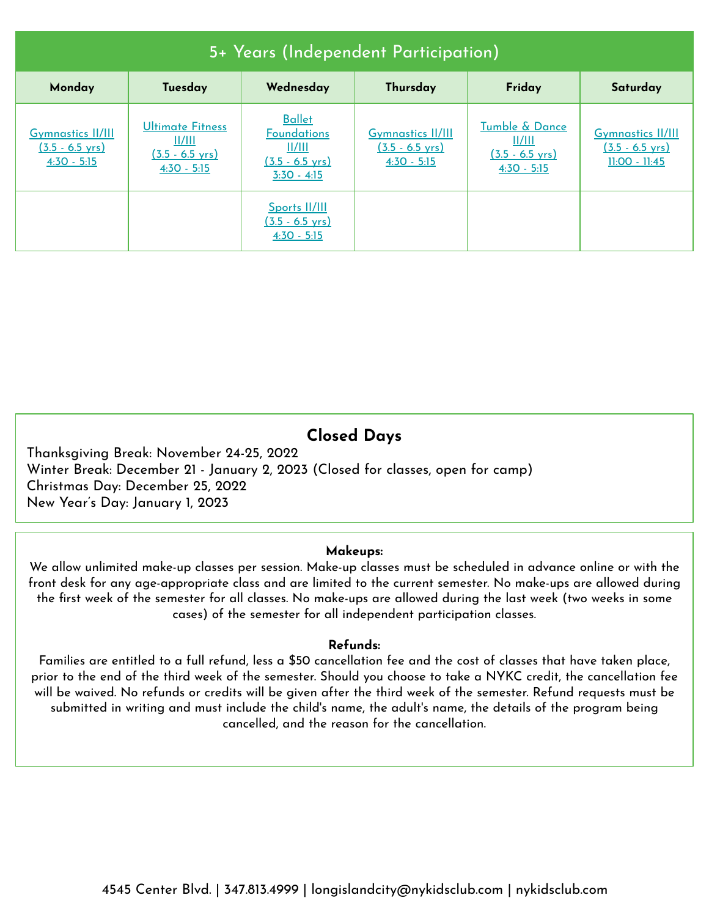| 5+ Years (Independent Participation) | | | | | |
|---|---|---|---|---|---|
| **Monday** | **Tuesday** | **Wednesday** | **Thursday** | **Friday** | **Saturday** |
| Gymnastics II/III (3.5 - 6.5 yrs) 4:30 - 5:15 | Ultimate Fitness II/III (3.5 - 6.5 yrs) 4:30 - 5:15 | Ballet Foundations II/III (3.5 - 6.5 yrs) 3:30 - 4:15 | Gymnastics II/III (3.5 - 6.5 yrs) 4:30 - 5:15 | Tumble & Dance II/III (3.5 - 6.5 yrs) 4:30 - 5:15 | Gymnastics II/III (3.5 - 6.5 yrs) 11:00 - 11:45 |
| | | Sports II/III (3.5 - 6.5 yrs) 4:30 - 5:15 | | | |

## Closed Days

Thanksgiving Break: November 24-25, 2022
Winter Break: December 21 - January 2, 2023 (Closed for classes, open for camp)
Christmas Day: December 25, 2022
New Year's Day: January 1, 2023

**Makeups:**

We allow unlimited make-up classes per session. Make-up classes must be scheduled in advance online or with the front desk for any age-appropriate class and are limited to the current semester. No make-ups are allowed during the first week of the semester for all classes. No make-ups are allowed during the last week (two weeks in some cases) of the semester for all independent participation classes.

**Refunds:**

Families are entitled to a full refund, less a $50 cancellation fee and the cost of classes that have taken place, prior to the end of the third week of the semester. Should you choose to take a NYKC credit, the cancellation fee will be waived. No refunds or credits will be given after the third week of the semester. Refund requests must be submitted in writing and must include the child's name, the adult's name, the details of the program being cancelled, and the reason for the cancellation.

4545 Center Blvd. | 347.813.4999 | longislandcity@nykidsclub.com | nykidsclub.com